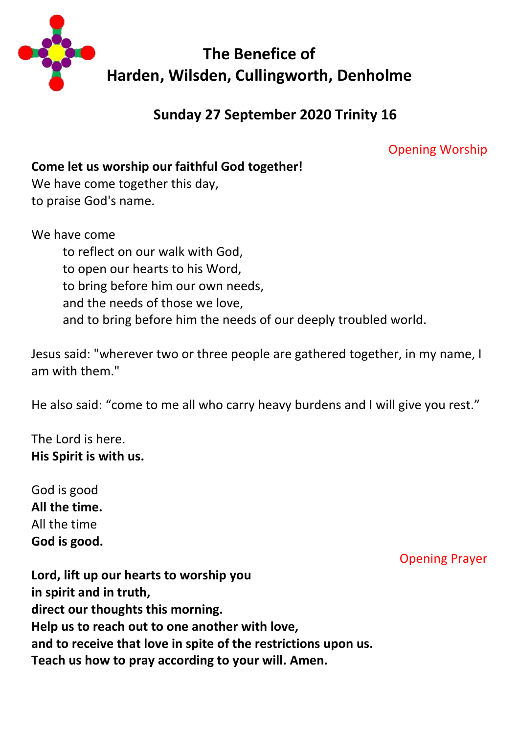# The Benefice of
# Harden, Wilsden, Cullingworth, Denholme

## Sunday 27 September 2020 Trinity 16

Opening Worship

**Come let us worship our faithful God together!**
We have come together this day,
to praise God's name.

We have come
to reflect on our walk with God,
to open our hearts to his Word,
to bring before him our own needs,
and the needs of those we love,
and to bring before him the needs of our deeply troubled world.

Jesus said: "wherever two or three people are gathered together, in my name, I am with them."

He also said: "come to me all who carry heavy burdens and I will give you rest."

The Lord is here.
**His Spirit is with us.**

God is good
**All the time.**
All the time
**God is good.**

Opening Prayer

**Lord, lift up our hearts to worship you**
**in spirit and in truth,**
**direct our thoughts this morning.**
**Help us to reach out to one another with love,**
**and to receive that love in spite of the restrictions upon us.**
**Teach us how to pray according to your will. Amen.**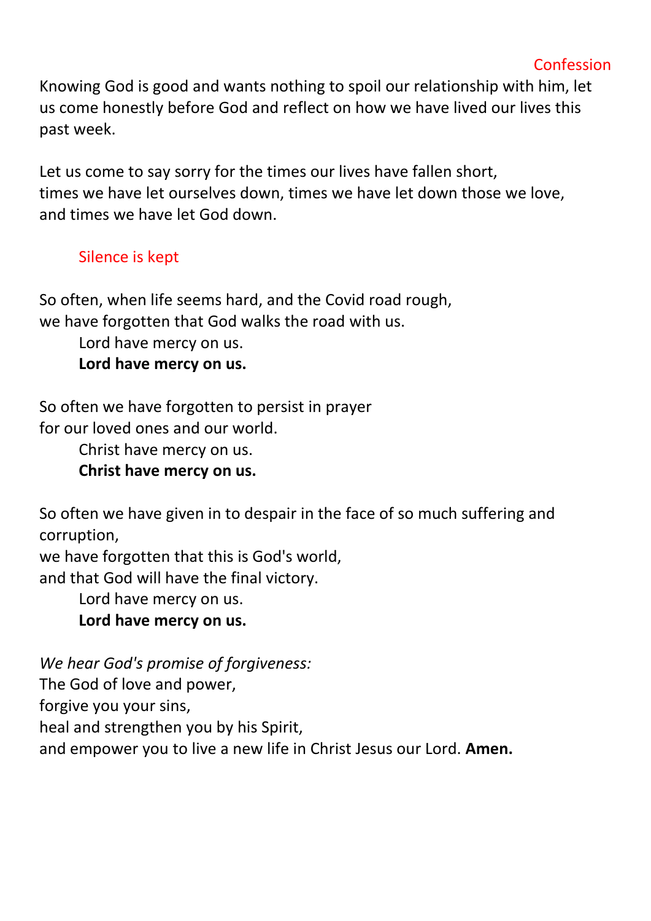## Confession

Knowing God is good and wants nothing to spoil our relationship with him, let us come honestly before God and reflect on how we have lived our lives this past week.

Let us come to say sorry for the times our lives have fallen short,
times we have let ourselves down, times we have let down those we love,
and times we have let God down.

> Silence is kept

So often, when life seems hard, and the Covid road rough,
we have forgotten that God walks the road with us.

> Lord have mercy on us.
> **Lord have mercy on us.**

So often we have forgotten to persist in prayer
for our loved ones and our world.

> Christ have mercy on us.
> **Christ have mercy on us.**

So often we have given in to despair in the face of so much suffering and corruption,
we have forgotten that this is God's world,
and that God will have the final victory.

> Lord have mercy on us.
> **Lord have mercy on us.**

*We hear God's promise of forgiveness:*
The God of love and power,
forgive you your sins,
heal and strengthen you by his Spirit,
and empower you to live a new life in Christ Jesus our Lord. **Amen.**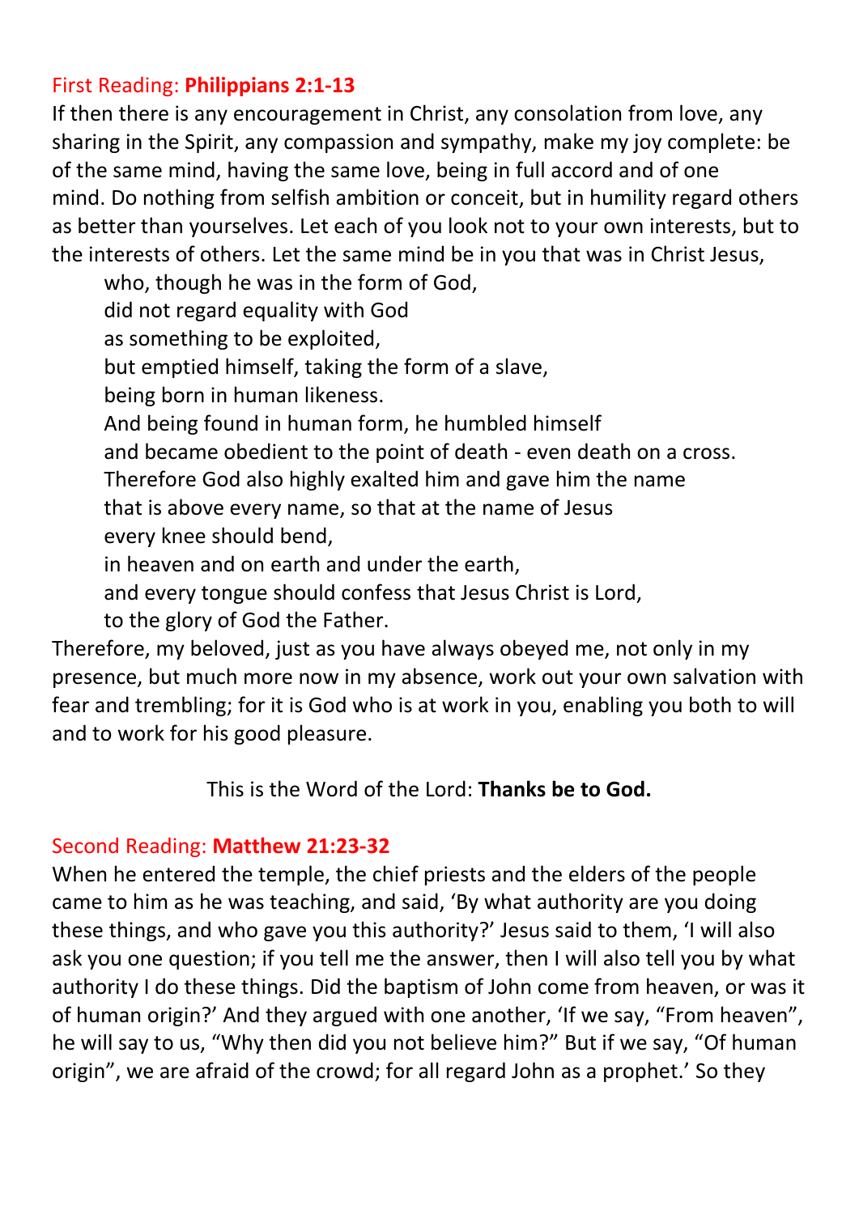First Reading: **Philippians 2:1-13**

If then there is any encouragement in Christ, any consolation from love, any sharing in the Spirit, any compassion and sympathy, make my joy complete: be of the same mind, having the same love, being in full accord and of one mind. Do nothing from selfish ambition or conceit, but in humility regard others as better than yourselves. Let each of you look not to your own interests, but to the interests of others. Let the same mind be in you that was in Christ Jesus,

> who, though he was in the form of God,
> did not regard equality with God
> as something to be exploited,
> but emptied himself, taking the form of a slave,
> being born in human likeness.
> And being found in human form, he humbled himself
> and became obedient to the point of death - even death on a cross.
> Therefore God also highly exalted him and gave him the name
> that is above every name, so that at the name of Jesus
> every knee should bend,
> in heaven and on earth and under the earth,
> and every tongue should confess that Jesus Christ is Lord,
> to the glory of God the Father.

Therefore, my beloved, just as you have always obeyed me, not only in my presence, but much more now in my absence, work out your own salvation with fear and trembling; for it is God who is at work in you, enabling you both to will and to work for his good pleasure.

This is the Word of the Lord: **Thanks be to God.**

Second Reading: **Matthew 21:23-32**

When he entered the temple, the chief priests and the elders of the people came to him as he was teaching, and said, 'By what authority are you doing these things, and who gave you this authority?' Jesus said to them, 'I will also ask you one question; if you tell me the answer, then I will also tell you by what authority I do these things. Did the baptism of John come from heaven, or was it of human origin?' And they argued with one another, 'If we say, "From heaven", he will say to us, "Why then did you not believe him?" But if we say, "Of human origin", we are afraid of the crowd; for all regard John as a prophet.' So they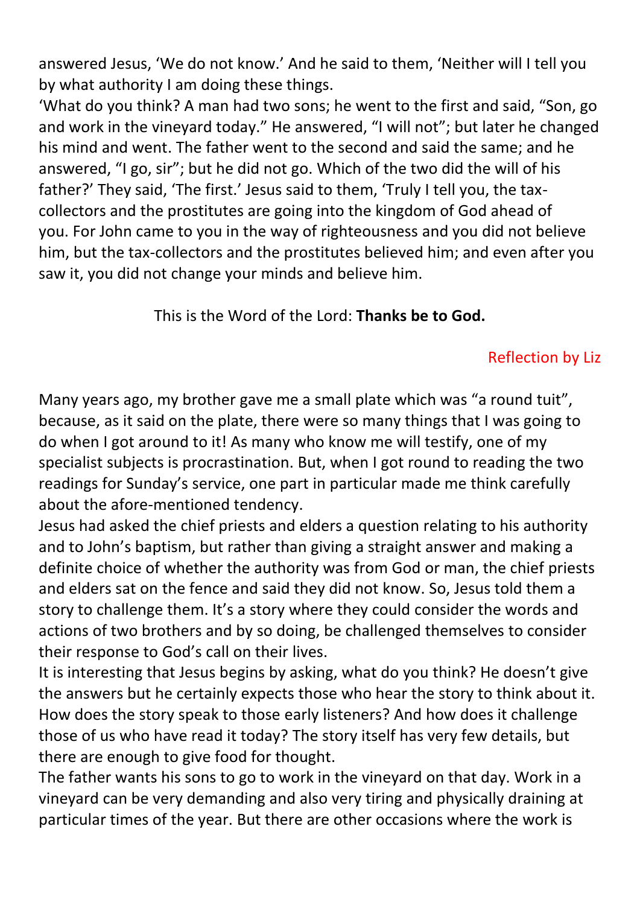answered Jesus, 'We do not know.' And he said to them, 'Neither will I tell you by what authority I am doing these things.

'What do you think? A man had two sons; he went to the first and said, "Son, go and work in the vineyard today." He answered, "I will not"; but later he changed his mind and went. The father went to the second and said the same; and he answered, "I go, sir"; but he did not go. Which of the two did the will of his father?' They said, 'The first.' Jesus said to them, 'Truly I tell you, the tax-collectors and the prostitutes are going into the kingdom of God ahead of you. For John came to you in the way of righteousness and you did not believe him, but the tax-collectors and the prostitutes believed him; and even after you saw it, you did not change your minds and believe him.

This is the Word of the Lord: **Thanks be to God.**

Reflection by Liz

Many years ago, my brother gave me a small plate which was "a round tuit", because, as it said on the plate, there were so many things that I was going to do when I got around to it! As many who know me will testify, one of my specialist subjects is procrastination. But, when I got round to reading the two readings for Sunday's service, one part in particular made me think carefully about the afore-mentioned tendency.

Jesus had asked the chief priests and elders a question relating to his authority and to John's baptism, but rather than giving a straight answer and making a definite choice of whether the authority was from God or man, the chief priests and elders sat on the fence and said they did not know. So, Jesus told them a story to challenge them. It's a story where they could consider the words and actions of two brothers and by so doing, be challenged themselves to consider their response to God's call on their lives.

It is interesting that Jesus begins by asking, what do you think? He doesn't give the answers but he certainly expects those who hear the story to think about it. How does the story speak to those early listeners? And how does it challenge those of us who have read it today? The story itself has very few details, but there are enough to give food for thought.

The father wants his sons to go to work in the vineyard on that day. Work in a vineyard can be very demanding and also very tiring and physically draining at particular times of the year. But there are other occasions where the work is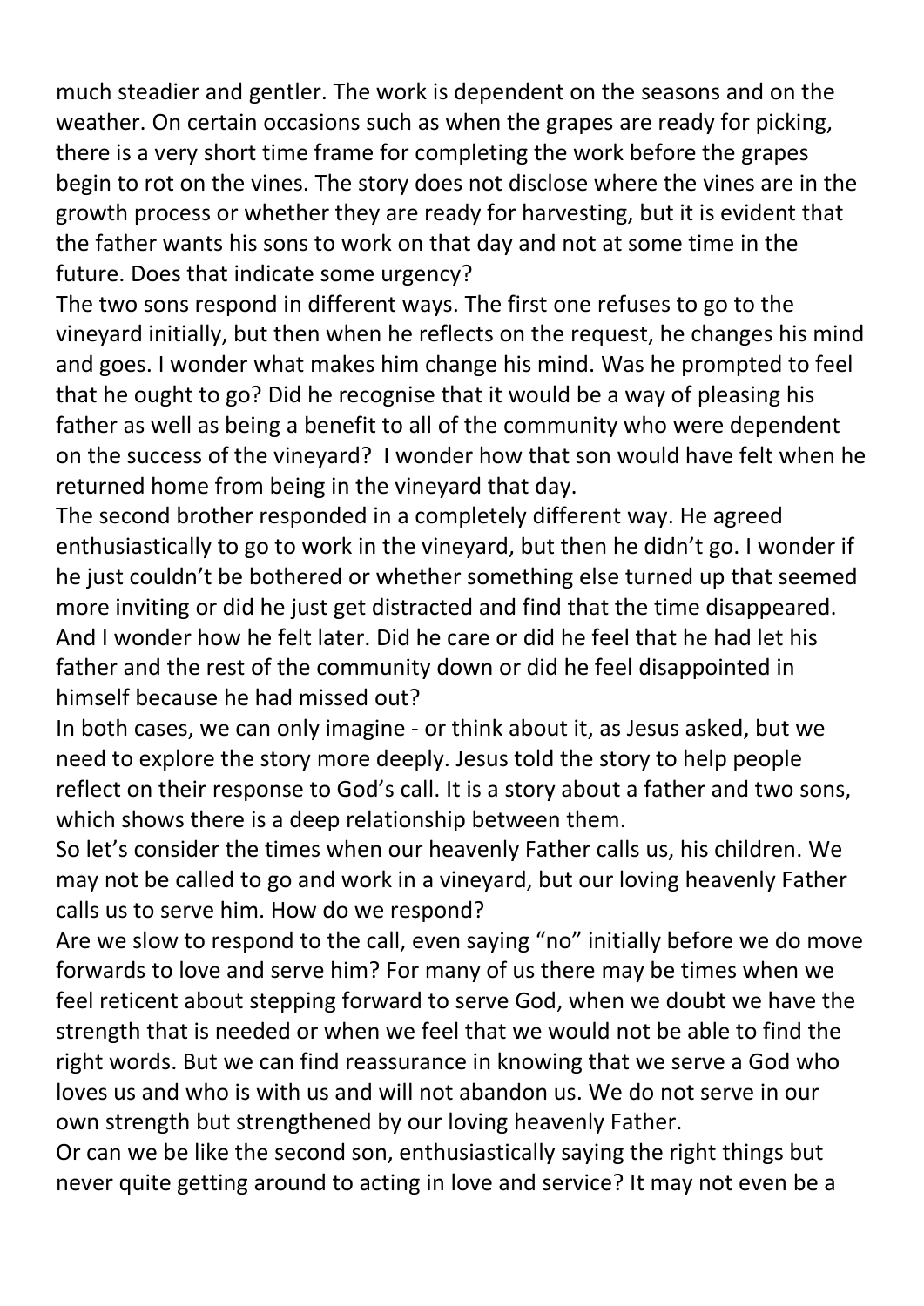much steadier and gentler. The work is dependent on the seasons and on the weather. On certain occasions such as when the grapes are ready for picking, there is a very short time frame for completing the work before the grapes begin to rot on the vines. The story does not disclose where the vines are in the growth process or whether they are ready for harvesting, but it is evident that the father wants his sons to work on that day and not at some time in the future. Does that indicate some urgency?

The two sons respond in different ways. The first one refuses to go to the vineyard initially, but then when he reflects on the request, he changes his mind and goes. I wonder what makes him change his mind. Was he prompted to feel that he ought to go? Did he recognise that it would be a way of pleasing his father as well as being a benefit to all of the community who were dependent on the success of the vineyard? I wonder how that son would have felt when he returned home from being in the vineyard that day.

The second brother responded in a completely different way. He agreed enthusiastically to go to work in the vineyard, but then he didn't go. I wonder if he just couldn't be bothered or whether something else turned up that seemed more inviting or did he just get distracted and find that the time disappeared. And I wonder how he felt later. Did he care or did he feel that he had let his father and the rest of the community down or did he feel disappointed in himself because he had missed out?

In both cases, we can only imagine - or think about it, as Jesus asked, but we need to explore the story more deeply. Jesus told the story to help people reflect on their response to God's call. It is a story about a father and two sons, which shows there is a deep relationship between them.

So let's consider the times when our heavenly Father calls us, his children. We may not be called to go and work in a vineyard, but our loving heavenly Father calls us to serve him. How do we respond?

Are we slow to respond to the call, even saying "no" initially before we do move forwards to love and serve him? For many of us there may be times when we feel reticent about stepping forward to serve God, when we doubt we have the strength that is needed or when we feel that we would not be able to find the right words. But we can find reassurance in knowing that we serve a God who loves us and who is with us and will not abandon us. We do not serve in our own strength but strengthened by our loving heavenly Father.

Or can we be like the second son, enthusiastically saying the right things but never quite getting around to acting in love and service? It may not even be a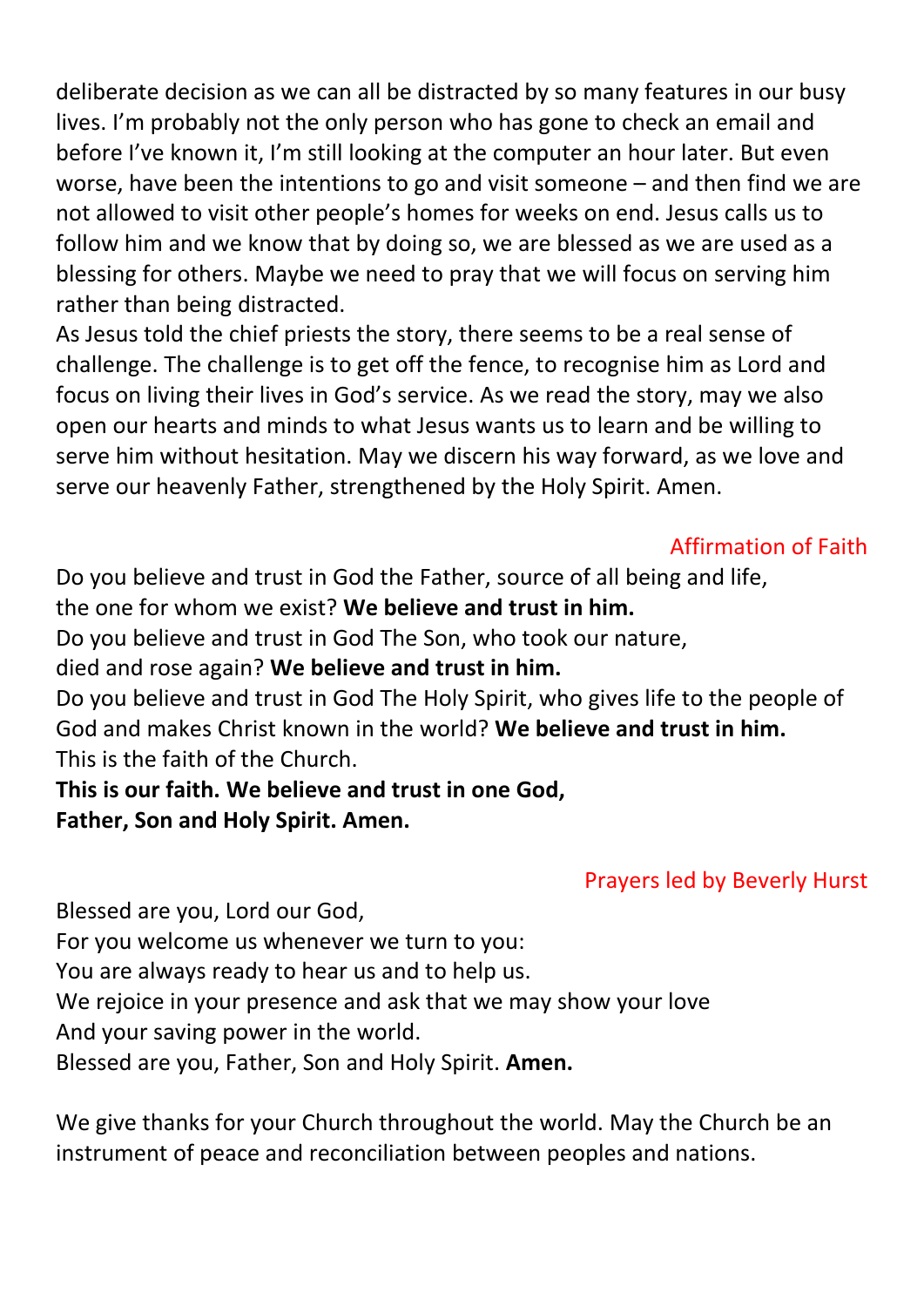deliberate decision as we can all be distracted by so many features in our busy lives. I'm probably not the only person who has gone to check an email and before I've known it, I'm still looking at the computer an hour later. But even worse, have been the intentions to go and visit someone – and then find we are not allowed to visit other people's homes for weeks on end. Jesus calls us to follow him and we know that by doing so, we are blessed as we are used as a blessing for others. Maybe we need to pray that we will focus on serving him rather than being distracted.

As Jesus told the chief priests the story, there seems to be a real sense of challenge. The challenge is to get off the fence, to recognise him as Lord and focus on living their lives in God's service. As we read the story, may we also open our hearts and minds to what Jesus wants us to learn and be willing to serve him without hesitation. May we discern his way forward, as we love and serve our heavenly Father, strengthened by the Holy Spirit. Amen.

### Affirmation of Faith

Do you believe and trust in God the Father, source of all being and life,
the one for whom we exist? **We believe and trust in him.**
Do you believe and trust in God The Son, who took our nature,
died and rose again? **We believe and trust in him.**
Do you believe and trust in God The Holy Spirit, who gives life to the people of God and makes Christ known in the world? **We believe and trust in him.**
This is the faith of the Church.
**This is our faith. We believe and trust in one God,**
**Father, Son and Holy Spirit. Amen.**

### Prayers led by Beverly Hurst

Blessed are you, Lord our God,
For you welcome us whenever we turn to you:
You are always ready to hear us and to help us.
We rejoice in your presence and ask that we may show your love
And your saving power in the world.
Blessed are you, Father, Son and Holy Spirit. **Amen.**

We give thanks for your Church throughout the world. May the Church be an instrument of peace and reconciliation between peoples and nations.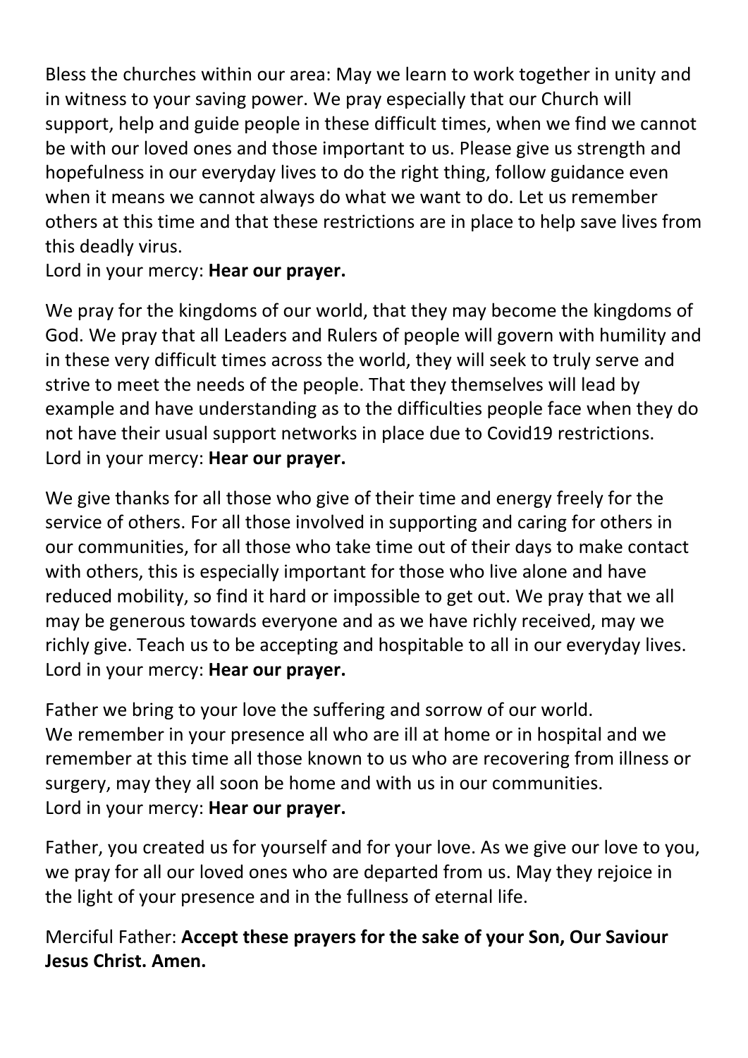Bless the churches within our area: May we learn to work together in unity and in witness to your saving power. We pray especially that our Church will support, help and guide people in these difficult times, when we find we cannot be with our loved ones and those important to us. Please give us strength and hopefulness in our everyday lives to do the right thing, follow guidance even when it means we cannot always do what we want to do. Let us remember others at this time and that these restrictions are in place to help save lives from this deadly virus.
Lord in your mercy: **Hear our prayer.**

We pray for the kingdoms of our world, that they may become the kingdoms of God. We pray that all Leaders and Rulers of people will govern with humility and in these very difficult times across the world, they will seek to truly serve and strive to meet the needs of the people. That they themselves will lead by example and have understanding as to the difficulties people face when they do not have their usual support networks in place due to Covid19 restrictions.
Lord in your mercy: **Hear our prayer.**

We give thanks for all those who give of their time and energy freely for the service of others. For all those involved in supporting and caring for others in our communities, for all those who take time out of their days to make contact with others, this is especially important for those who live alone and have reduced mobility, so find it hard or impossible to get out. We pray that we all may be generous towards everyone and as we have richly received, may we richly give. Teach us to be accepting and hospitable to all in our everyday lives.
Lord in your mercy: **Hear our prayer.**

Father we bring to your love the suffering and sorrow of our world.
We remember in your presence all who are ill at home or in hospital and we remember at this time all those known to us who are recovering from illness or surgery, may they all soon be home and with us in our communities.
Lord in your mercy: **Hear our prayer.**

Father, you created us for yourself and for your love. As we give our love to you, we pray for all our loved ones who are departed from us. May they rejoice in the light of your presence and in the fullness of eternal life.

Merciful Father: **Accept these prayers for the sake of your Son, Our Saviour Jesus Christ. Amen.**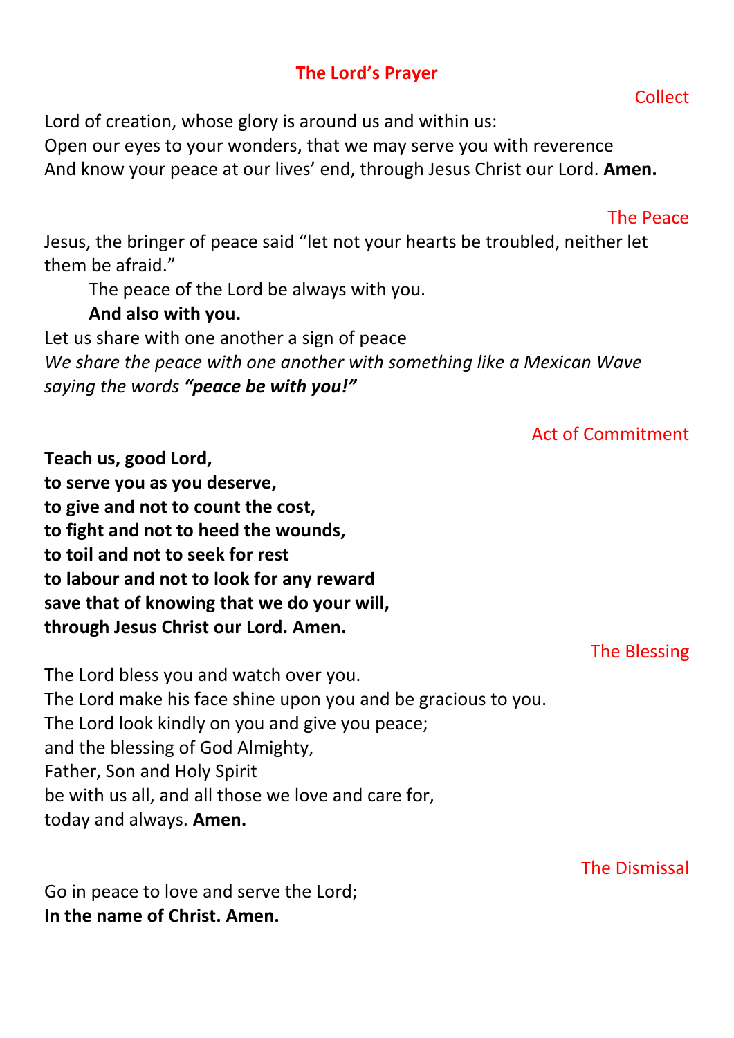## The Lord's Prayer

### Collect

Lord of creation, whose glory is around us and within us:
Open our eyes to your wonders, that we may serve you with reverence
And know your peace at our lives' end, through Jesus Christ our Lord. **Amen.**

### The Peace

Jesus, the bringer of peace said "let not your hearts be troubled, neither let them be afraid."

The peace of the Lord be always with you.
**And also with you.**

Let us share with one another a sign of peace
*We share the peace with one another with something like a Mexican Wave saying the words **"peace be with you!"***

### Act of Commitment

**Teach us, good Lord,
to serve you as you deserve,
to give and not to count the cost,
to fight and not to heed the wounds,
to toil and not to seek for rest
to labour and not to look for any reward
save that of knowing that we do your will,
through Jesus Christ our Lord. Amen.**

### The Blessing

The Lord bless you and watch over you.
The Lord make his face shine upon you and be gracious to you.
The Lord look kindly on you and give you peace;
and the blessing of God Almighty,
Father, Son and Holy Spirit
be with us all, and all those we love and care for,
today and always. **Amen.**

### The Dismissal

Go in peace to love and serve the Lord;
**In the name of Christ. Amen.**